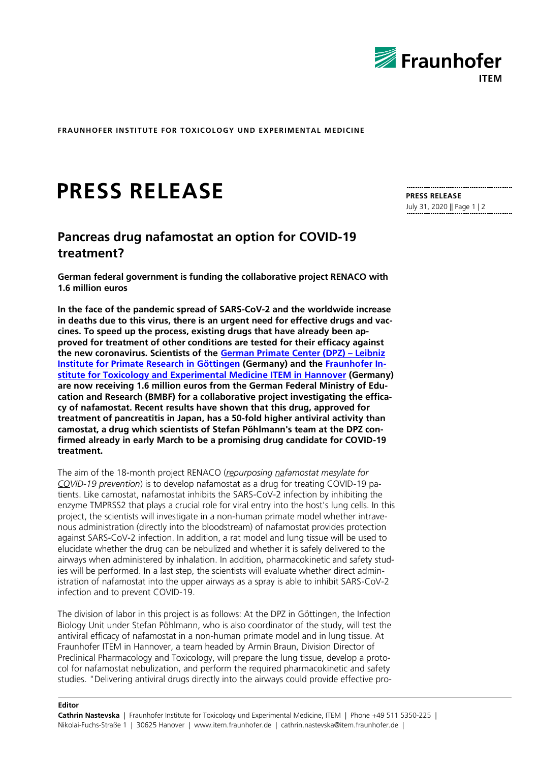FRAUNHOFER INSTITUTE FOR TOXICOLOGY UND EXPERIMENTAL MEDICINE

# PRESS RELEASE

**PRESS RELEASE**
July 31, 2020 || Page 1 | 2

## Pancreas drug nafamostat an option for COVID-19 treatment?

**German federal government is funding the collaborative project RENACO with 1.6 million euros**

**In the face of the pandemic spread of SARS-CoV-2 and the worldwide increase in deaths due to this virus, there is an urgent need for effective drugs and vaccines. To speed up the process, existing drugs that have already been approved for treatment of other conditions are tested for their efficacy against the new coronavirus. Scientists of the German Primate Center (DPZ) – Leibniz Institute for Primate Research in Göttingen (Germany) and the Fraunhofer Institute for Toxicology and Experimental Medicine ITEM in Hannover (Germany) are now receiving 1.6 million euros from the German Federal Ministry of Education and Research (BMBF) for a collaborative project investigating the efficacy of nafamostat. Recent results have shown that this drug, approved for treatment of pancreatitis in Japan, has a 50-fold higher antiviral activity than camostat, a drug which scientists of Stefan Pöhlmann's team at the DPZ confirmed already in early March to be a promising drug candidate for COVID-19 treatment.**

The aim of the 18-month project RENACO (*repurposing nafamostat mesylate for COVID-19 prevention*) is to develop nafamostat as a drug for treating COVID-19 patients. Like camostat, nafamostat inhibits the SARS-CoV-2 infection by inhibiting the enzyme TMPRSS2 that plays a crucial role for viral entry into the host's lung cells. In this project, the scientists will investigate in a non-human primate model whether intravenous administration (directly into the bloodstream) of nafamostat provides protection against SARS-CoV-2 infection. In addition, a rat model and lung tissue will be used to elucidate whether the drug can be nebulized and whether it is safely delivered to the airways when administered by inhalation. In addition, pharmacokinetic and safety studies will be performed. In a last step, the scientists will evaluate whether direct administration of nafamostat into the upper airways as a spray is able to inhibit SARS-CoV-2 infection and to prevent COVID-19.

The division of labor in this project is as follows: At the DPZ in Göttingen, the Infection Biology Unit under Stefan Pöhlmann, who is also coordinator of the study, will test the antiviral efficacy of nafamostat in a non-human primate model and in lung tissue. At Fraunhofer ITEM in Hannover, a team headed by Armin Braun, Division Director of Preclinical Pharmacology and Toxicology, will prepare the lung tissue, develop a protocol for nafamostat nebulization, and perform the required pharmacokinetic and safety studies. "Delivering antiviral drugs directly into the airways could provide effective pro-

**Editor**
**Cathrin Nastevska** | Fraunhofer Institute for Toxicology und Experimental Medicine, ITEM | Phone +49 511 5350-225 | Nikolai-Fuchs-Straße 1 | 30625 Hanover | www.item.fraunhofer.de | cathrin.nastevska@item.fraunhofer.de |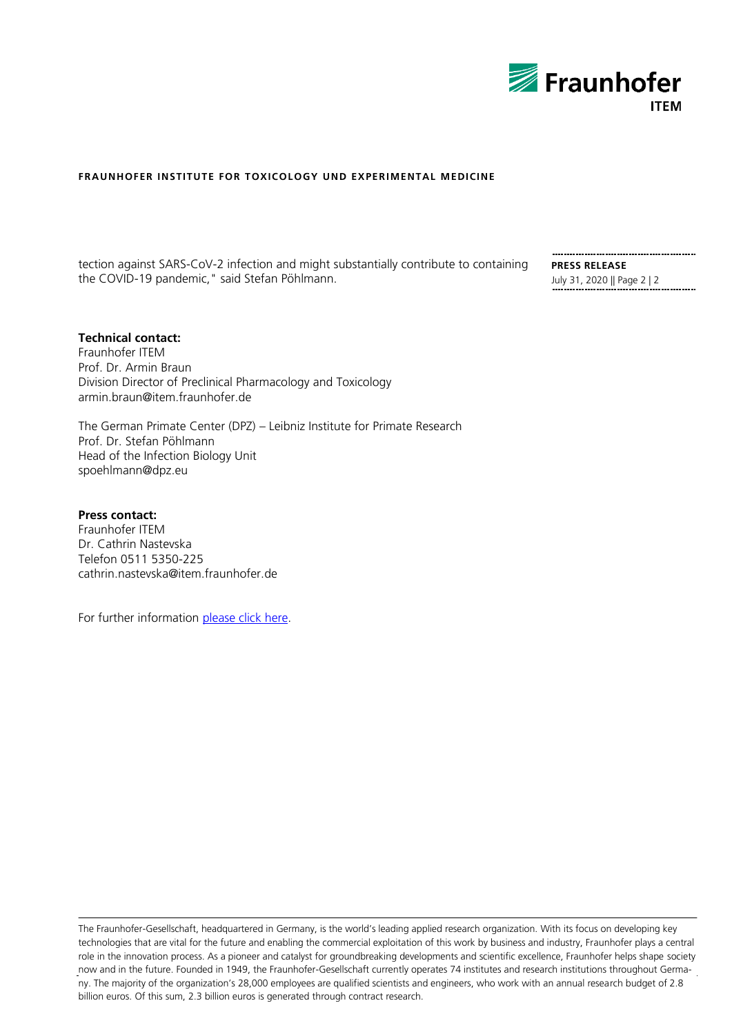tection against SARS-CoV-2 infection and might substantially contribute to containing the COVID-19 pandemic," said Stefan Pöhlmann.

**Technical contact:**
Fraunhofer ITEM
Prof. Dr. Armin Braun
Division Director of Preclinical Pharmacology and Toxicology
armin.braun@item.fraunhofer.de

The German Primate Center (DPZ) – Leibniz Institute for Primate Research
Prof. Dr. Stefan Pöhlmann
Head of the Infection Biology Unit
spoehlmann@dpz.eu

**Press contact:**
Fraunhofer ITEM
Dr. Cathrin Nastevska
Telefon 0511 5350-225
cathrin.nastevska@item.fraunhofer.de

For further information please click here.

The Fraunhofer-Gesellschaft, headquartered in Germany, is the world's leading applied research organization. With its focus on developing key technologies that are vital for the future and enabling the commercial exploitation of this work by business and industry, Fraunhofer plays a central role in the innovation process. As a pioneer and catalyst for groundbreaking developments and scientific excellence, Fraunhofer helps shape society now and in the future. Founded in 1949, the Fraunhofer-Gesellschaft currently operates 74 institutes and research institutions throughout Germany. The majority of the organization's 28,000 employees are qualified scientists and engineers, who work with an annual research budget of 2.8 billion euros. Of this sum, 2.3 billion euros is generated through contract research.